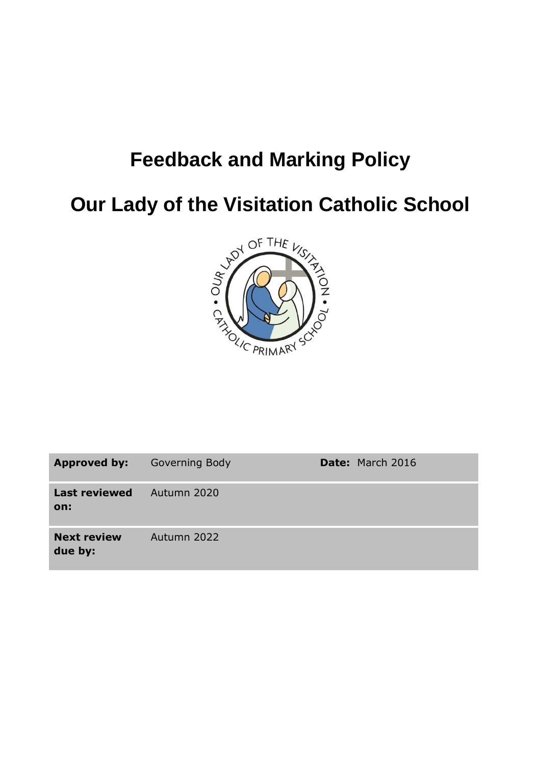# Feedback and Marking Policy

# Our Lady of the Visitation Catholic School

| **Approved by:** | Governing Body | **Date:** March 2016 |
|---|---|---|
| **Last reviewed on:** | Autumn 2020 | |
| **Next review due by:** | Autumn 2022 | |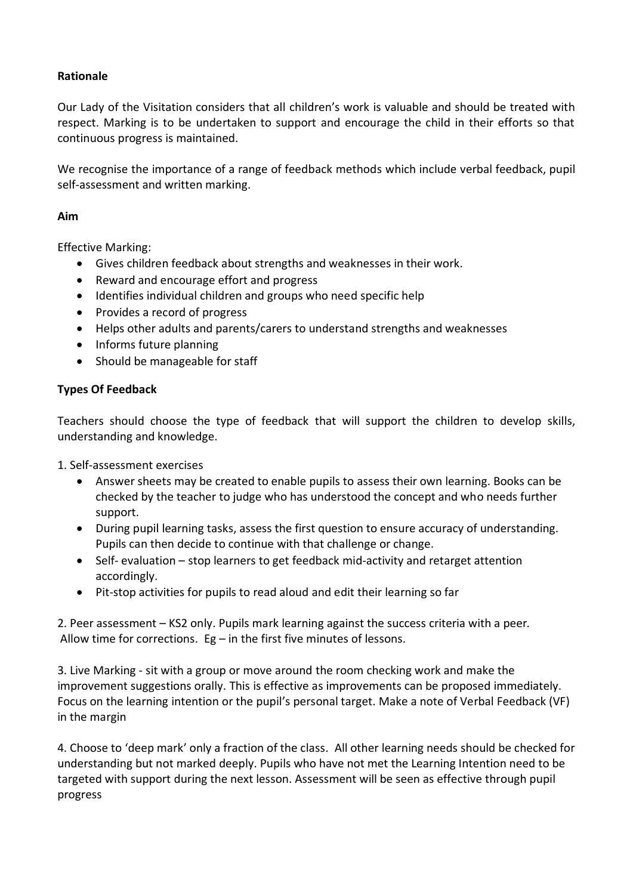**Rationale**

Our Lady of the Visitation considers that all children's work is valuable and should be treated with respect. Marking is to be undertaken to support and encourage the child in their efforts so that continuous progress is maintained.

We recognise the importance of a range of feedback methods which include verbal feedback, pupil self-assessment and written marking.

**Aim**

Effective Marking:

- Gives children feedback about strengths and weaknesses in their work.
- Reward and encourage effort and progress
- Identifies individual children and groups who need specific help
- Provides a record of progress
- Helps other adults and parents/carers to understand strengths and weaknesses
- Informs future planning
- Should be manageable for staff

**Types Of Feedback**

Teachers should choose the type of feedback that will support the children to develop skills, understanding and knowledge.

1. Self-assessment exercises
   - Answer sheets may be created to enable pupils to assess their own learning. Books can be checked by the teacher to judge who has understood the concept and who needs further support.
   - During pupil learning tasks, assess the first question to ensure accuracy of understanding. Pupils can then decide to continue with that challenge or change.
   - Self- evaluation – stop learners to get feedback mid-activity and retarget attention accordingly.
   - Pit-stop activities for pupils to read aloud and edit their learning so far

2. Peer assessment – KS2 only. Pupils mark learning against the success criteria with a peer. Allow time for corrections. Eg – in the first five minutes of lessons.

3. Live Marking - sit with a group or move around the room checking work and make the improvement suggestions orally. This is effective as improvements can be proposed immediately. Focus on the learning intention or the pupil's personal target. Make a note of Verbal Feedback (VF) in the margin

4. Choose to 'deep mark' only a fraction of the class. All other learning needs should be checked for understanding but not marked deeply. Pupils who have not met the Learning Intention need to be targeted with support during the next lesson. Assessment will be seen as effective through pupil progress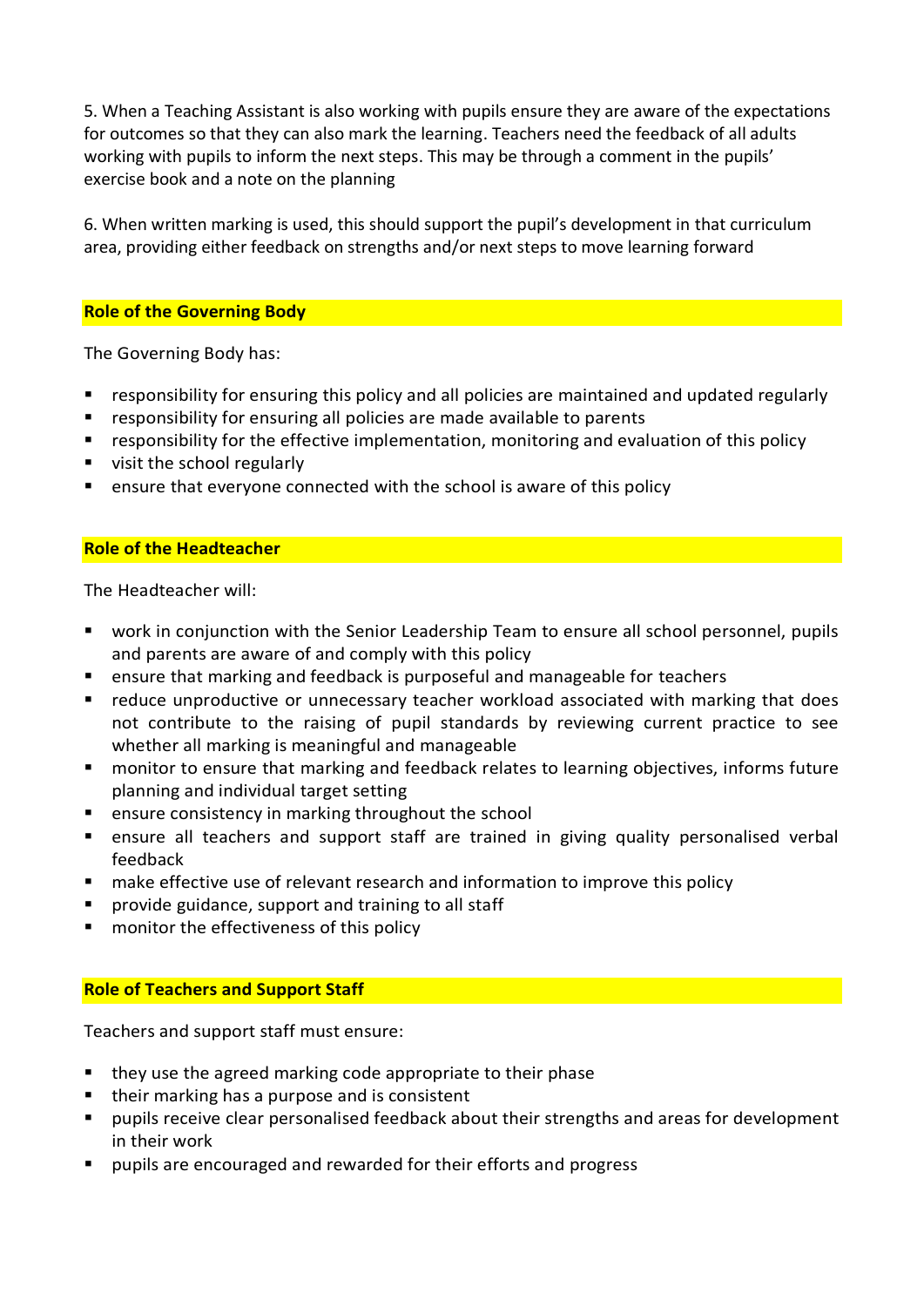5. When a Teaching Assistant is also working with pupils ensure they are aware of the expectations for outcomes so that they can also mark the learning. Teachers need the feedback of all adults working with pupils to inform the next steps. This may be through a comment in the pupils' exercise book and a note on the planning

6. When written marking is used, this should support the pupil's development in that curriculum area, providing either feedback on strengths and/or next steps to move learning forward

## Role of the Governing Body

The Governing Body has:

- responsibility for ensuring this policy and all policies are maintained and updated regularly
- responsibility for ensuring all policies are made available to parents
- responsibility for the effective implementation, monitoring and evaluation of this policy
- visit the school regularly
- ensure that everyone connected with the school is aware of this policy

## Role of the Headteacher

The Headteacher will:

- work in conjunction with the Senior Leadership Team to ensure all school personnel, pupils and parents are aware of and comply with this policy
- ensure that marking and feedback is purposeful and manageable for teachers
- reduce unproductive or unnecessary teacher workload associated with marking that does not contribute to the raising of pupil standards by reviewing current practice to see whether all marking is meaningful and manageable
- monitor to ensure that marking and feedback relates to learning objectives, informs future planning and individual target setting
- ensure consistency in marking throughout the school
- ensure all teachers and support staff are trained in giving quality personalised verbal feedback
- make effective use of relevant research and information to improve this policy
- provide guidance, support and training to all staff
- monitor the effectiveness of this policy

## Role of Teachers and Support Staff

Teachers and support staff must ensure:

- they use the agreed marking code appropriate to their phase
- their marking has a purpose and is consistent
- pupils receive clear personalised feedback about their strengths and areas for development in their work
- pupils are encouraged and rewarded for their efforts and progress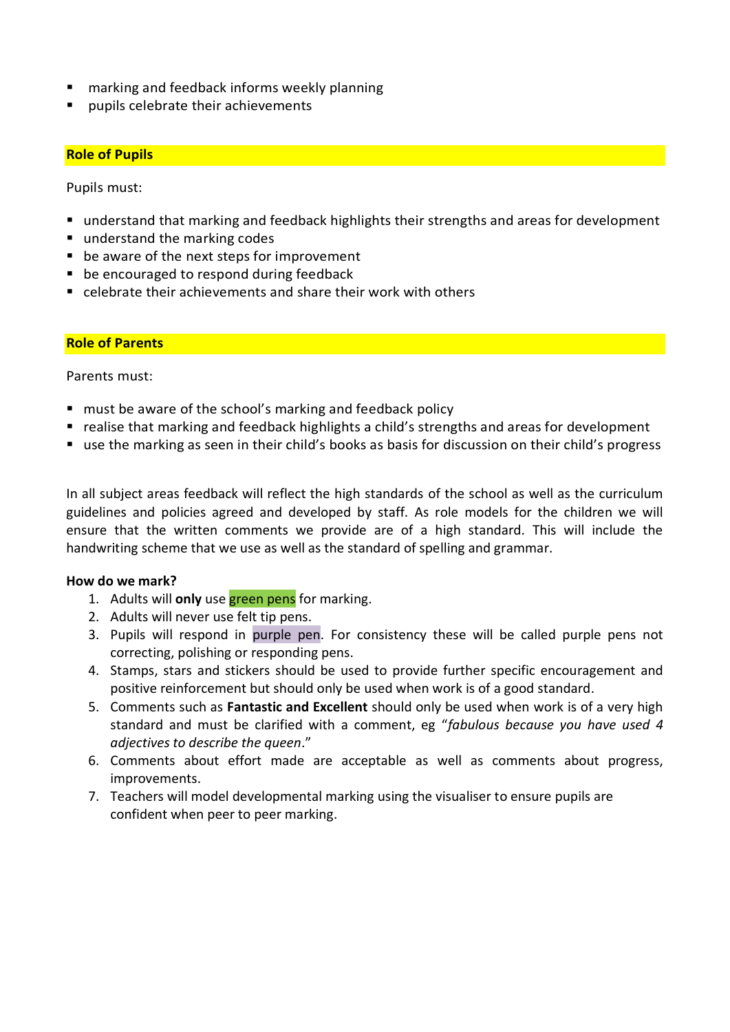- marking and feedback informs weekly planning
- pupils celebrate their achievements

## Role of Pupils

Pupils must:

- understand that marking and feedback highlights their strengths and areas for development
- understand the marking codes
- be aware of the next steps for improvement
- be encouraged to respond during feedback
- celebrate their achievements and share their work with others

## Role of Parents

Parents must:

- must be aware of the school's marking and feedback policy
- realise that marking and feedback highlights a child's strengths and areas for development
- use the marking as seen in their child's books as basis for discussion on their child's progress

In all subject areas feedback will reflect the high standards of the school as well as the curriculum guidelines and policies agreed and developed by staff. As role models for the children we will ensure that the written comments we provide are of a high standard. This will include the handwriting scheme that we use as well as the standard of spelling and grammar.

**How do we mark?**

1. Adults will **only** use green pens for marking.
2. Adults will never use felt tip pens.
3. Pupils will respond in purple pen. For consistency these will be called purple pens not correcting, polishing or responding pens.
4. Stamps, stars and stickers should be used to provide further specific encouragement and positive reinforcement but should only be used when work is of a good standard.
5. Comments such as **Fantastic and Excellent** should only be used when work is of a very high standard and must be clarified with a comment, eg "*fabulous because you have used 4 adjectives to describe the queen*."
6. Comments about effort made are acceptable as well as comments about progress, improvements.
7. Teachers will model developmental marking using the visualiser to ensure pupils are confident when peer to peer marking.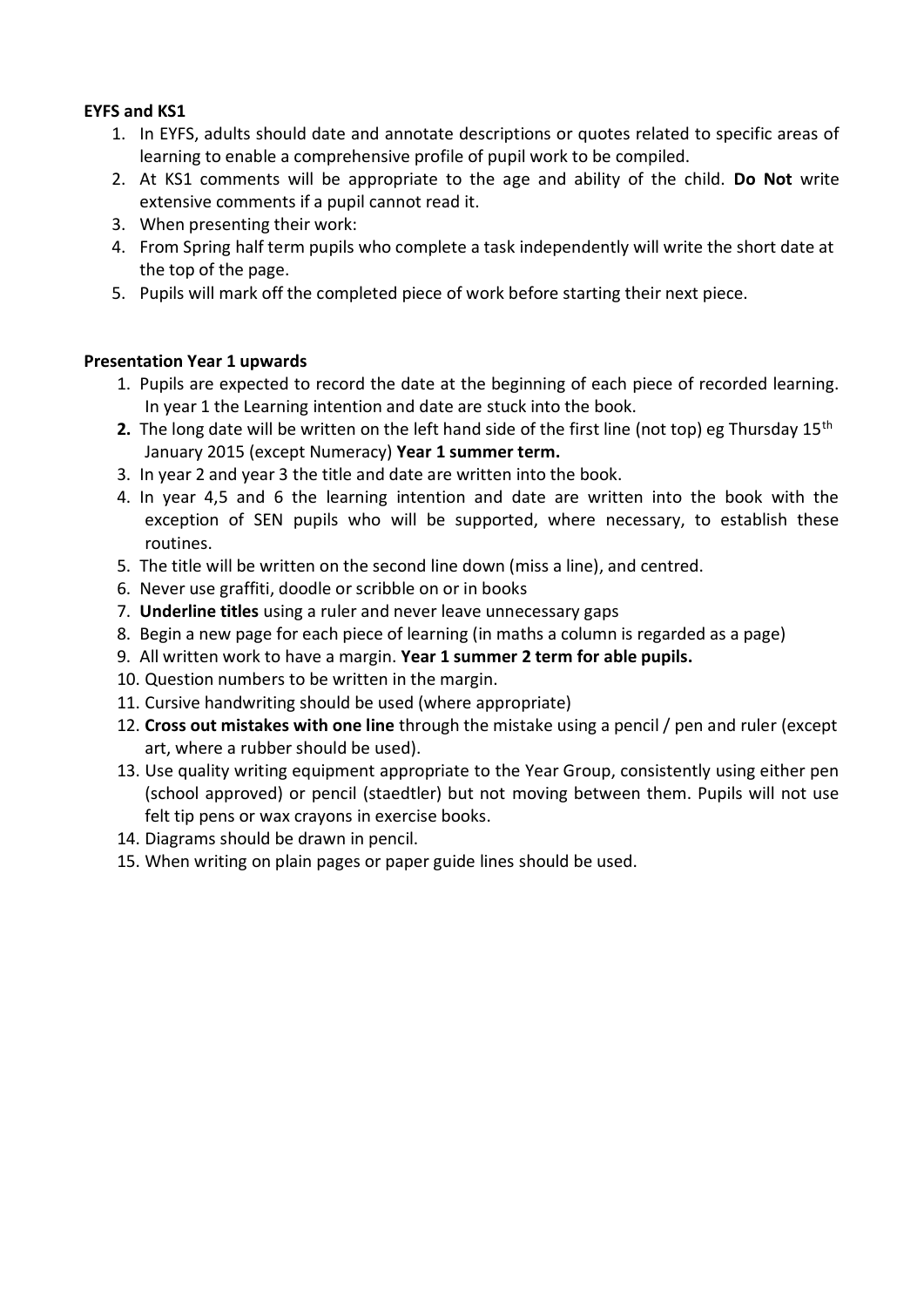**EYFS and KS1**

1. In EYFS, adults should date and annotate descriptions or quotes related to specific areas of learning to enable a comprehensive profile of pupil work to be compiled.
2. At KS1 comments will be appropriate to the age and ability of the child. **Do Not** write extensive comments if a pupil cannot read it.
3. When presenting their work:
4. From Spring half term pupils who complete a task independently will write the short date at the top of the page.
5. Pupils will mark off the completed piece of work before starting their next piece.

**Presentation Year 1 upwards**

1. Pupils are expected to record the date at the beginning of each piece of recorded learning. In year 1 the Learning intention and date are stuck into the book.
2. The long date will be written on the left hand side of the first line (not top) eg Thursday 15th January 2015 (except Numeracy) **Year 1 summer term.**
3. In year 2 and year 3 the title and date are written into the book.
4. In year 4,5 and 6 the learning intention and date are written into the book with the exception of SEN pupils who will be supported, where necessary, to establish these routines.
5. The title will be written on the second line down (miss a line), and centred.
6. Never use graffiti, doodle or scribble on or in books
7. **Underline titles** using a ruler and never leave unnecessary gaps
8. Begin a new page for each piece of learning (in maths a column is regarded as a page)
9. All written work to have a margin. **Year 1 summer 2 term for able pupils.**
10. Question numbers to be written in the margin.
11. Cursive handwriting should be used (where appropriate)
12. **Cross out mistakes with one line** through the mistake using a pencil / pen and ruler (except art, where a rubber should be used).
13. Use quality writing equipment appropriate to the Year Group, consistently using either pen (school approved) or pencil (staedtler) but not moving between them. Pupils will not use felt tip pens or wax crayons in exercise books.
14. Diagrams should be drawn in pencil.
15. When writing on plain pages or paper guide lines should be used.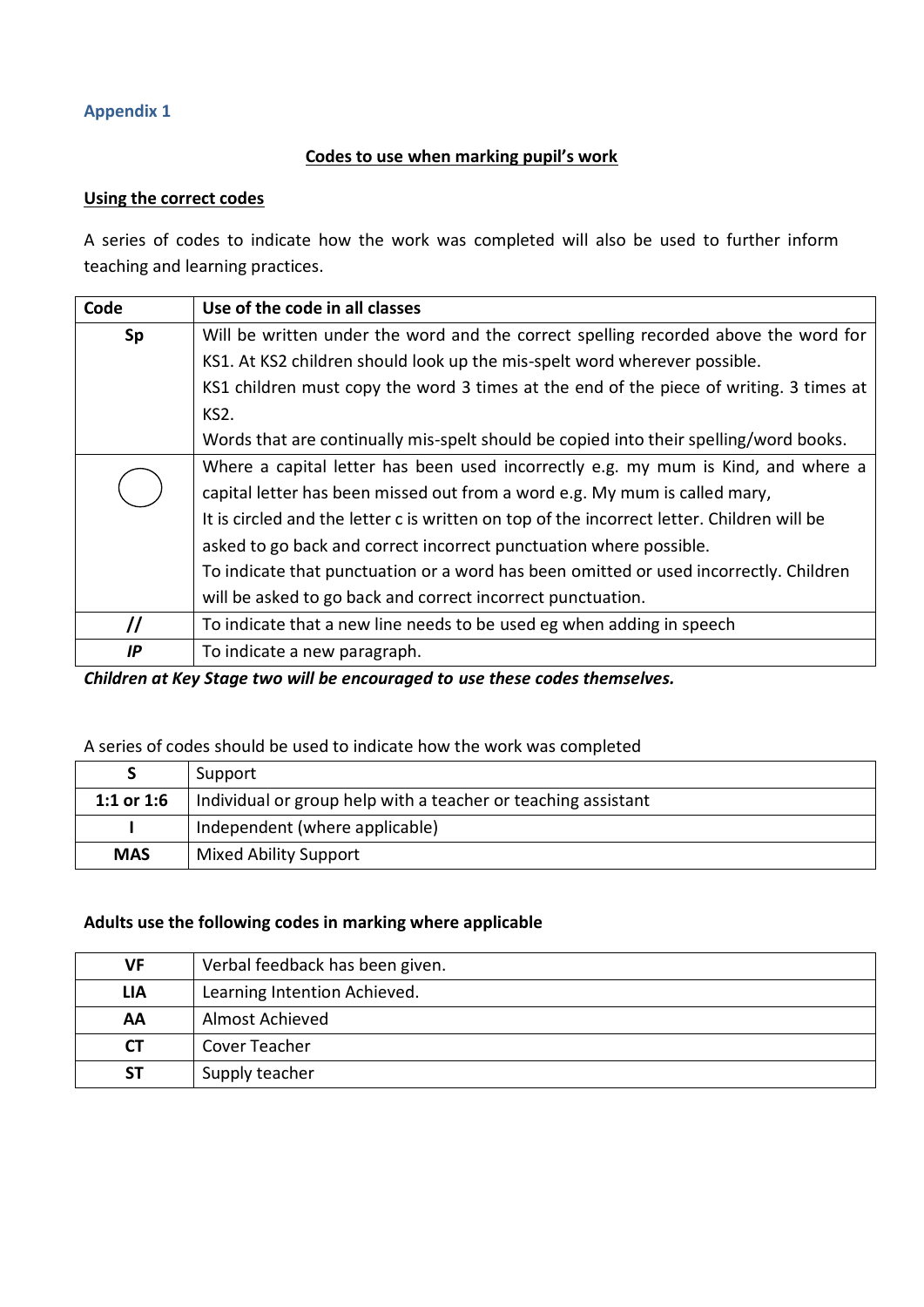## Appendix 1

**Codes to use when marking pupil's work**

**Using the correct codes**

A series of codes to indicate how the work was completed will also be used to further inform teaching and learning practices.

| Code | Use of the code in all classes |
|---|---|
| **Sp** | Will be written under the word and the correct spelling recorded above the word for KS1. At KS2 children should look up the mis-spelt word wherever possible.<br>KS1 children must copy the word 3 times at the end of the piece of writing. 3 times at KS2.<br>Words that are continually mis-spelt should be copied into their spelling/word books. |
| ◯ | Where a capital letter has been used incorrectly e.g. my mum is Kind, and where a capital letter has been missed out from a word e.g. My mum is called mary,<br>It is circled and the letter c is written on top of the incorrect letter. Children will be asked to go back and correct incorrect punctuation where possible.<br>To indicate that punctuation or a word has been omitted or used incorrectly. Children will be asked to go back and correct incorrect punctuation. |
| ***//*** | To indicate that a new line needs to be used eg when adding in speech |
| ***IP*** | To indicate a new paragraph. |

***Children at Key Stage two will be encouraged to use these codes themselves.***

A series of codes should be used to indicate how the work was completed

| | |
|---|---|
| **S** | Support |
| **1:1 or 1:6** | Individual or group help with a teacher or teaching assistant |
| **I** | Independent (where applicable) |
| **MAS** | Mixed Ability Support |

**Adults use the following codes in marking where applicable**

| | |
|---|---|
| **VF** | Verbal feedback has been given. |
| **LIA** | Learning Intention Achieved. |
| **AA** | Almost Achieved |
| **CT** | Cover Teacher |
| **ST** | Supply teacher |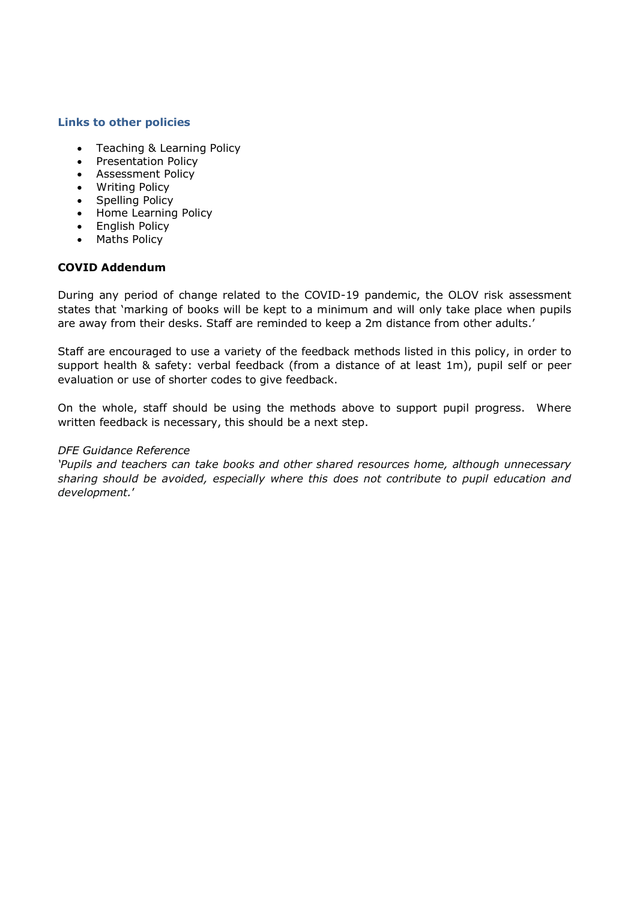### Links to other policies

- Teaching & Learning Policy
- Presentation Policy
- Assessment Policy
- Writing Policy
- Spelling Policy
- Home Learning Policy
- English Policy
- Maths Policy

**COVID Addendum**

During any period of change related to the COVID-19 pandemic, the OLOV risk assessment states that 'marking of books will be kept to a minimum and will only take place when pupils are away from their desks. Staff are reminded to keep a 2m distance from other adults.'

Staff are encouraged to use a variety of the feedback methods listed in this policy, in order to support health & safety: verbal feedback (from a distance of at least 1m), pupil self or peer evaluation or use of shorter codes to give feedback.

On the whole, staff should be using the methods above to support pupil progress. Where written feedback is necessary, this should be a next step.

*DFE Guidance Reference*
*'Pupils and teachers can take books and other shared resources home, although unnecessary sharing should be avoided, especially where this does not contribute to pupil education and development.'*